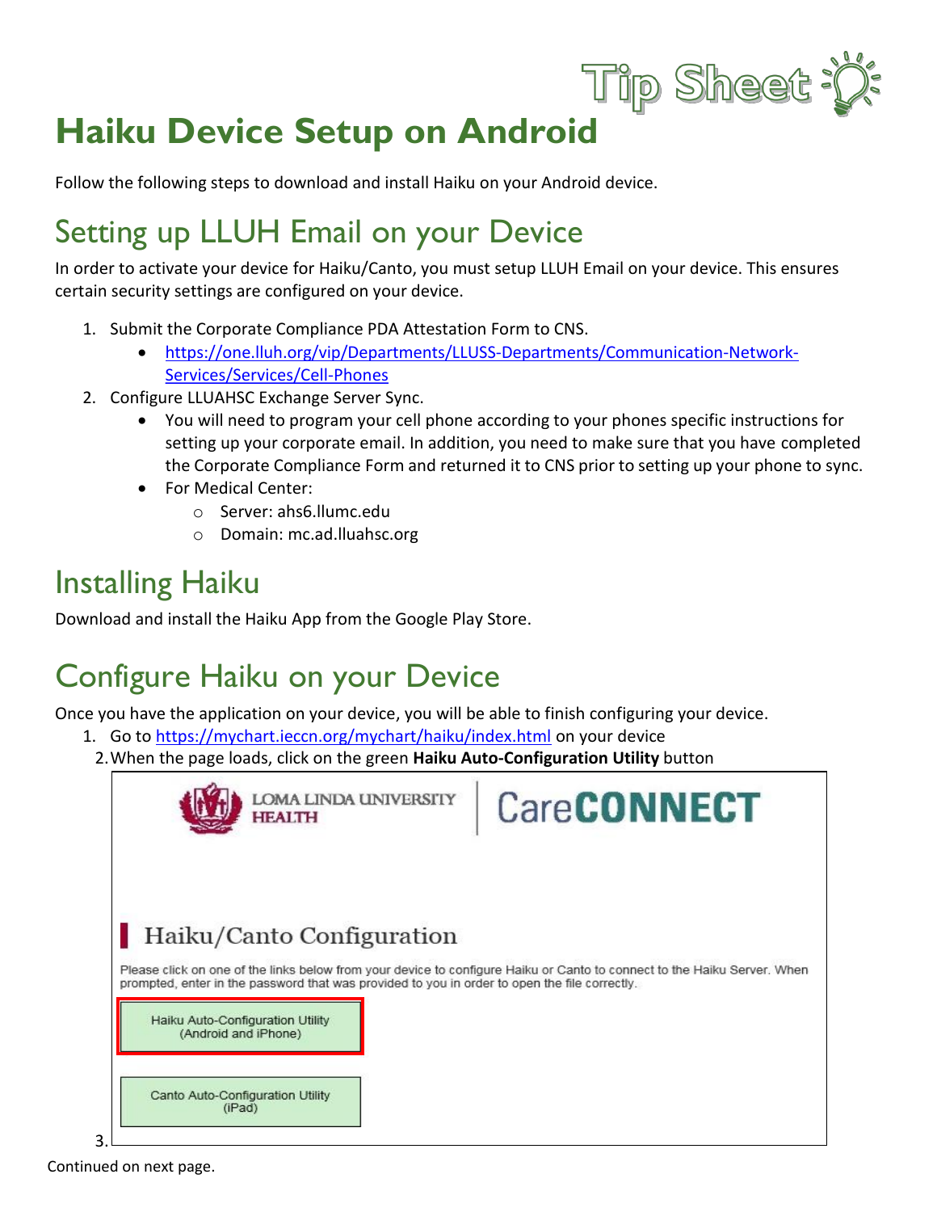# Haiku Device Setup on Android

Follow the following steps to download and install Haiku on your Android device.

## Setting up LLUH Email on your Device

In order to activate your device for Haiku/Canto, you must setup LLUH Email on your device. This ensures certain security settings are configured on your device.

1. Submit the Corporate Compliance PDA Attestation Form to CNS.
    - https://one.lluh.org/vip/Departments/LLUSS-Departments/Communication-Network-Services/Services/Cell-Phones
2. Configure LLUAHSC Exchange Server Sync.
    - You will need to program your cell phone according to your phones specific instructions for setting up your corporate email. In addition, you need to make sure that you have completed the Corporate Compliance Form and returned it to CNS prior to setting up your phone to sync.
    - For Medical Center:
        - Server: ahs6.llumc.edu
        - Domain: mc.ad.lluahsc.org

## Installing Haiku

Download and install the Haiku App from the Google Play Store.

## Configure Haiku on your Device

Once you have the application on your device, you will be able to finish configuring your device.

1. Go to https://mychart.ieccn.org/mychart/haiku/index.html on your device
2. When the page loads, click on the green **Haiku Auto-Configuration Utility** button

LOMA LINDA UNIVERSITY HEALTH | CareCONNECT

Haiku/Canto Configuration

Please click on one of the links below from your device to configure Haiku or Canto to connect to the Haiku Server. When prompted, enter in the password that was provided to you in order to open the file correctly.

Haiku Auto-Configuration Utility (Android and iPhone)

Canto Auto-Configuration Utility (iPad)

3.

Continued on next page.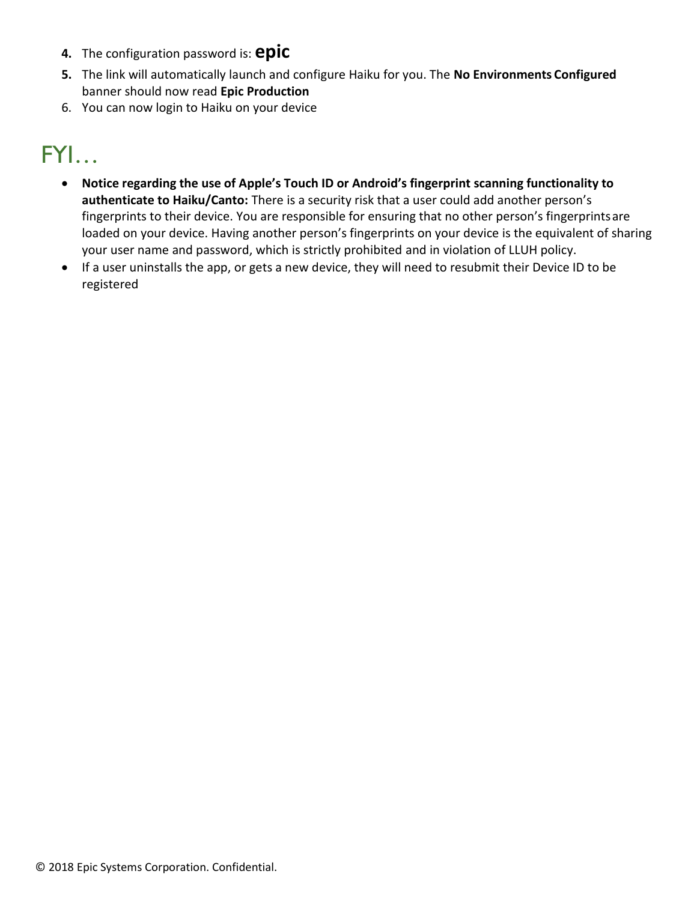4. The configuration password is: **epic**
5. The link will automatically launch and configure Haiku for you. The **No Environments Configured** banner should now read **Epic Production**
6. You can now login to Haiku on your device

# FYI…

- **Notice regarding the use of Apple's Touch ID or Android's fingerprint scanning functionality to authenticate to Haiku/Canto:** There is a security risk that a user could add another person's fingerprints to their device. You are responsible for ensuring that no other person's fingerprints are loaded on your device. Having another person's fingerprints on your device is the equivalent of sharing your user name and password, which is strictly prohibited and in violation of LLUH policy.
- If a user uninstalls the app, or gets a new device, they will need to resubmit their Device ID to be registered